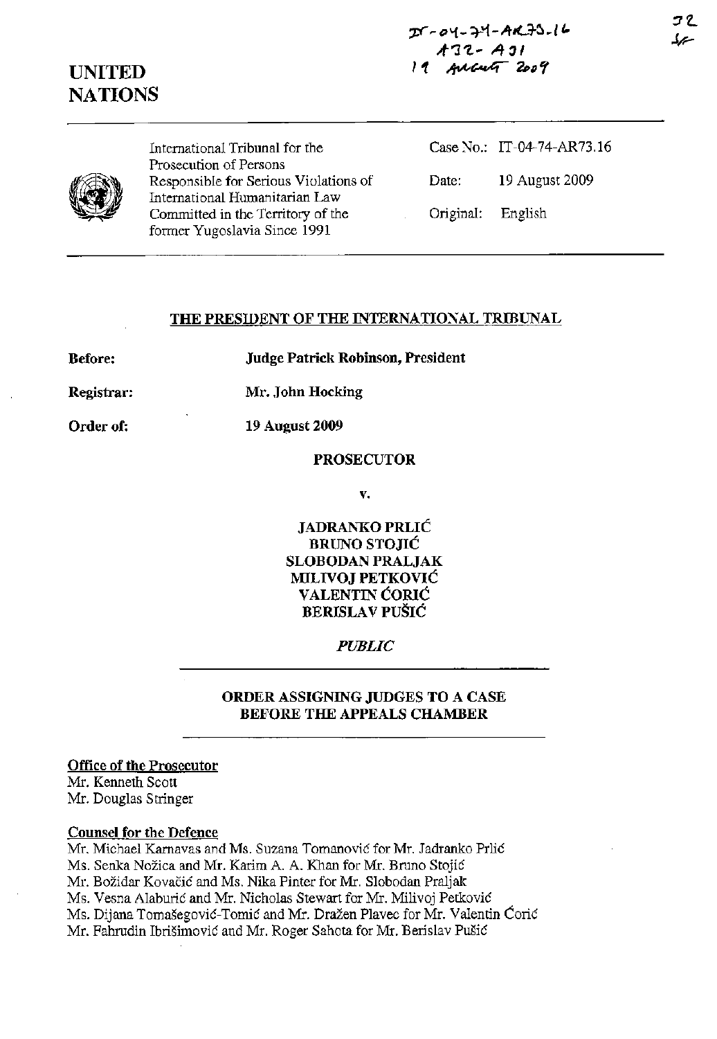IT-04-74-AR73.16
A32 - A31
19 August 2009

32

# UNITED NATIONS

International Tribunal for the Prosecution of Persons Responsible for Serious Violations of International Humanitarian Law Committed in the Territory of the former Yugoslavia Since 1991

Case No.: IT-04-74-AR73.16

Date: 19 August 2009

Original: English

## THE PRESIDENT OF THE INTERNATIONAL TRIBUNAL

**Before:** **Judge Patrick Robinson, President**

**Registrar:** **Mr. John Hocking**

**Order of:** **19 August 2009**

**PROSECUTOR**

**v.**

**JADRANKO PRLIĆ**
**BRUNO STOJIĆ**
**SLOBODAN PRALJAK**
**MILIVOJ PETKOVIĆ**
**VALENTIN ĆORIĆ**
**BERISLAV PUŠIĆ**

*PUBLIC*

**ORDER ASSIGNING JUDGES TO A CASE BEFORE THE APPEALS CHAMBER**

**Office of the Prosecutor**
Mr. Kenneth Scott
Mr. Douglas Stringer

**Counsel for the Defence**
Mr. Michael Karnavas and Ms. Suzana Tomanović for Mr. Jadranko Prlić
Ms. Senka Nožica and Mr. Karim A. A. Khan for Mr. Bruno Stojić
Mr. Božidar Kovačić and Ms. Nika Pinter for Mr. Slobodan Praljak
Ms. Vesna Alaburić and Mr. Nicholas Stewart for Mr. Milivoj Petković
Ms. Dijana Tomašegović-Tomić and Mr. Dražen Plavec for Mr. Valentin Ćorić
Mr. Fahrudin Ibrišimović and Mr. Roger Sahota for Mr. Berislav Pušić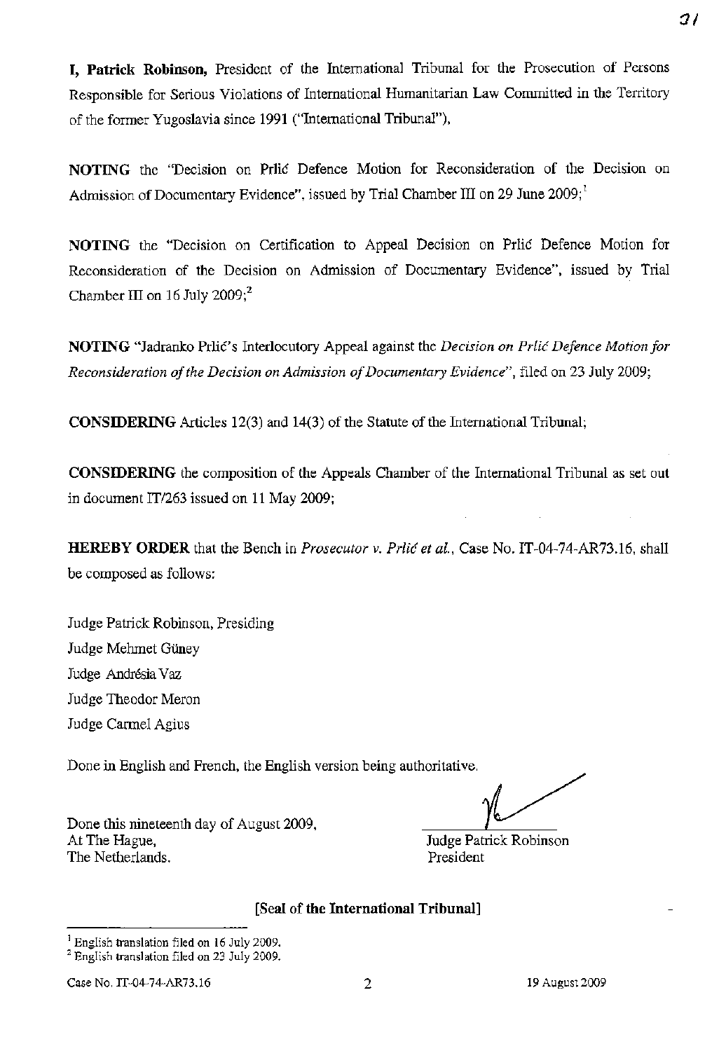**I, Patrick Robinson,** President of the International Tribunal for the Prosecution of Persons Responsible for Serious Violations of International Humanitarian Law Committed in the Territory of the former Yugoslavia since 1991 ("International Tribunal"),

**NOTING** the "Decision on Prlić Defence Motion for Reconsideration of the Decision on Admission of Documentary Evidence", issued by Trial Chamber III on 29 June 2009;[1]

**NOTING** the "Decision on Certification to Appeal Decision on Prlić Defence Motion for Reconsideration of the Decision on Admission of Documentary Evidence", issued by Trial Chamber III on 16 July 2009;[2]

**NOTING** "Jadranko Prlić's Interlocutory Appeal against the *Decision on Prlić Defence Motion for Reconsideration of the Decision on Admission of Documentary Evidence*", filed on 23 July 2009;

**CONSIDERING** Articles 12(3) and 14(3) of the Statute of the International Tribunal;

**CONSIDERING** the composition of the Appeals Chamber of the International Tribunal as set out in document IT/263 issued on 11 May 2009;

**HEREBY ORDER** that the Bench in *Prosecutor v. Prlić et al.*, Case No. IT-04-74-AR73.16, shall be composed as follows:

Judge Patrick Robinson, Presiding
Judge Mehmet Güney
Judge Andrésia Vaz
Judge Theodor Meron
Judge Carmel Agius

Done in English and French, the English version being authoritative.

Done this nineteenth day of August 2009,
At The Hague,
The Netherlands.

Judge Patrick Robinson
President

**[Seal of the International Tribunal]**

---

[1] English translation filed on 16 July 2009.

[2] English translation filed on 23 July 2009.